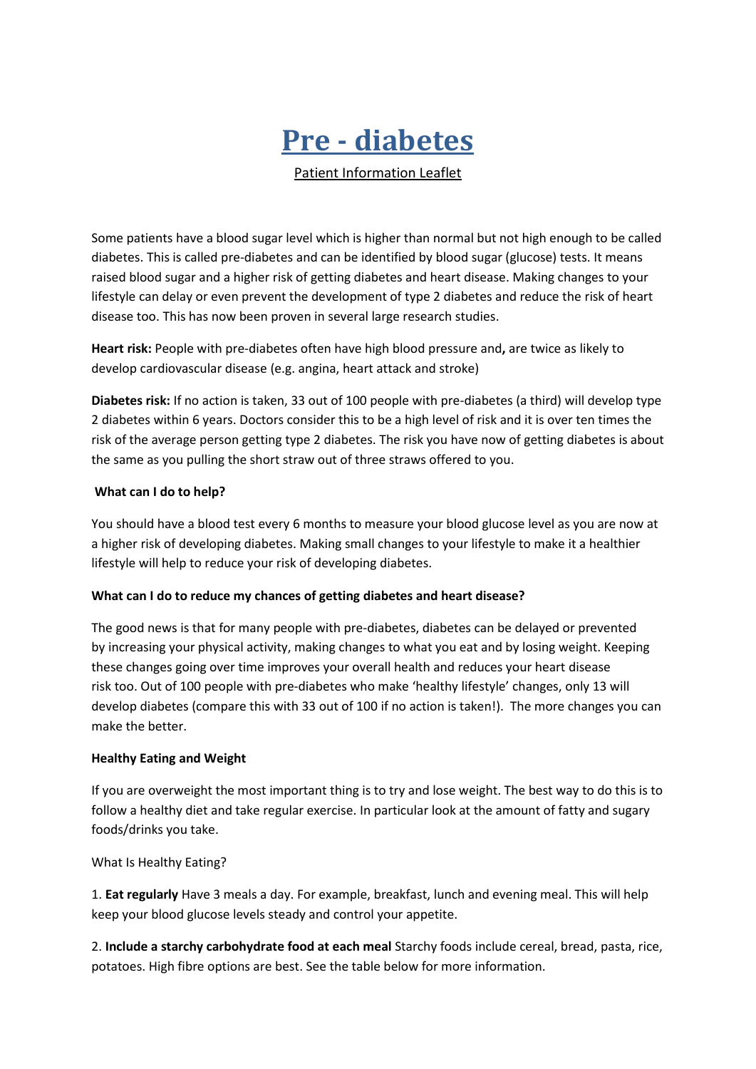# Pre - diabetes

Patient Information Leaflet

Some patients have a blood sugar level which is higher than normal but not high enough to be called diabetes. This is called pre-diabetes and can be identified by blood sugar (glucose) tests. It means raised blood sugar and a higher risk of getting diabetes and heart disease. Making changes to your lifestyle can delay or even prevent the development of type 2 diabetes and reduce the risk of heart disease too. This has now been proven in several large research studies.

**Heart risk:** People with pre-diabetes often have high blood pressure and**,** are twice as likely to develop cardiovascular disease (e.g. angina, heart attack and stroke)

**Diabetes risk:** If no action is taken, 33 out of 100 people with pre-diabetes (a third) will develop type 2 diabetes within 6 years. Doctors consider this to be a high level of risk and it is over ten times the risk of the average person getting type 2 diabetes. The risk you have now of getting diabetes is about the same as you pulling the short straw out of three straws offered to you.

**What can I do to help?**

You should have a blood test every 6 months to measure your blood glucose level as you are now at a higher risk of developing diabetes. Making small changes to your lifestyle to make it a healthier lifestyle will help to reduce your risk of developing diabetes.

**What can I do to reduce my chances of getting diabetes and heart disease?**

The good news is that for many people with pre-diabetes, diabetes can be delayed or prevented by increasing your physical activity, making changes to what you eat and by losing weight. Keeping these changes going over time improves your overall health and reduces your heart disease risk too. Out of 100 people with pre-diabetes who make 'healthy lifestyle' changes, only 13 will develop diabetes (compare this with 33 out of 100 if no action is taken!). The more changes you can make the better.

**Healthy Eating and Weight**

If you are overweight the most important thing is to try and lose weight. The best way to do this is to follow a healthy diet and take regular exercise. In particular look at the amount of fatty and sugary foods/drinks you take.

What Is Healthy Eating?

1. **Eat regularly** Have 3 meals a day. For example, breakfast, lunch and evening meal. This will help keep your blood glucose levels steady and control your appetite.

2. **Include a starchy carbohydrate food at each meal** Starchy foods include cereal, bread, pasta, rice, potatoes. High fibre options are best. See the table below for more information.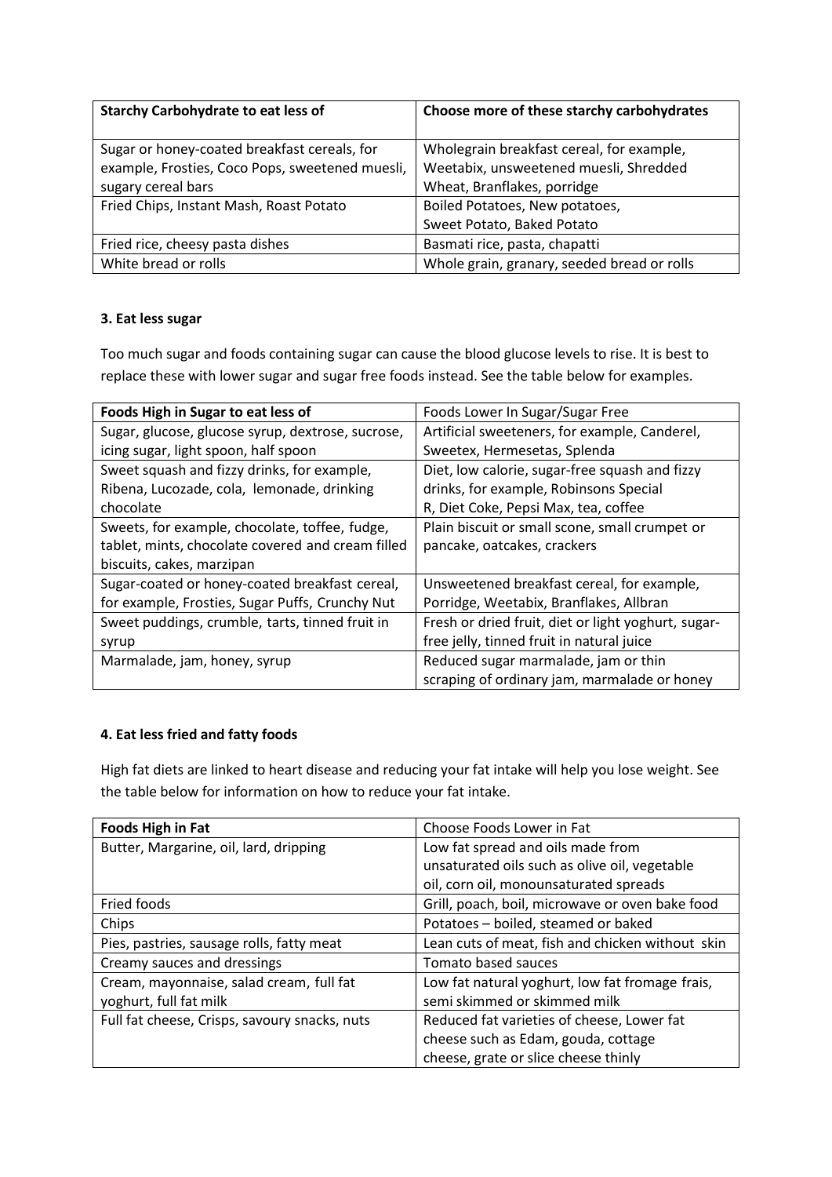| Starchy Carbohydrate to eat less of | Choose more of these starchy carbohydrates |
|---|---|
| Sugar or honey-coated breakfast cereals, for example, Frosties, Coco Pops, sweetened muesli, sugary cereal bars | Wholegrain breakfast cereal, for example, Weetabix, unsweetened muesli, Shredded Wheat, Branflakes, porridge |
| Fried Chips, Instant Mash, Roast Potato | Boiled Potatoes, New potatoes, Sweet Potato, Baked Potato |
| Fried rice, cheesy pasta dishes | Basmati rice, pasta, chapatti |
| White bread or rolls | Whole grain, granary, seeded bread or rolls |

### 3. Eat less sugar

Too much sugar and foods containing sugar can cause the blood glucose levels to rise. It is best to replace these with lower sugar and sugar free foods instead. See the table below for examples.

| Foods High in Sugar to eat less of | Foods Lower In Sugar/Sugar Free |
|---|---|
| Sugar, glucose, glucose syrup, dextrose, sucrose, icing sugar, light spoon, half spoon | Artificial sweeteners, for example, Canderel, Sweetex, Hermesetas, Splenda |
| Sweet squash and fizzy drinks, for example, Ribena, Lucozade, cola, lemonade, drinking chocolate | Diet, low calorie, sugar-free squash and fizzy drinks, for example, Robinsons Special R, Diet Coke, Pepsi Max, tea, coffee |
| Sweets, for example, chocolate, toffee, fudge, tablet, mints, chocolate covered and cream filled biscuits, cakes, marzipan | Plain biscuit or small scone, small crumpet or pancake, oatcakes, crackers |
| Sugar-coated or honey-coated breakfast cereal, for example, Frosties, Sugar Puffs, Crunchy Nut | Unsweetened breakfast cereal, for example, Porridge, Weetabix, Branflakes, Allbran |
| Sweet puddings, crumble, tarts, tinned fruit in syrup | Fresh or dried fruit, diet or light yoghurt, sugar-free jelly, tinned fruit in natural juice |
| Marmalade, jam, honey, syrup | Reduced sugar marmalade, jam or thin scraping of ordinary jam, marmalade or honey |

### 4. Eat less fried and fatty foods

High fat diets are linked to heart disease and reducing your fat intake will help you lose weight. See the table below for information on how to reduce your fat intake.

| Foods High in Fat | Choose Foods Lower in Fat |
|---|---|
| Butter, Margarine, oil, lard, dripping | Low fat spread and oils made from unsaturated oils such as olive oil, vegetable oil, corn oil, monounsaturated spreads |
| Fried foods | Grill, poach, boil, microwave or oven bake food |
| Chips | Potatoes – boiled, steamed or baked |
| Pies, pastries, sausage rolls, fatty meat | Lean cuts of meat, fish and chicken without skin |
| Creamy sauces and dressings | Tomato based sauces |
| Cream, mayonnaise, salad cream, full fat yoghurt, full fat milk | Low fat natural yoghurt, low fat fromage frais, semi skimmed or skimmed milk |
| Full fat cheese, Crisps, savoury snacks, nuts | Reduced fat varieties of cheese, Lower fat cheese such as Edam, gouda, cottage cheese, grate or slice cheese thinly |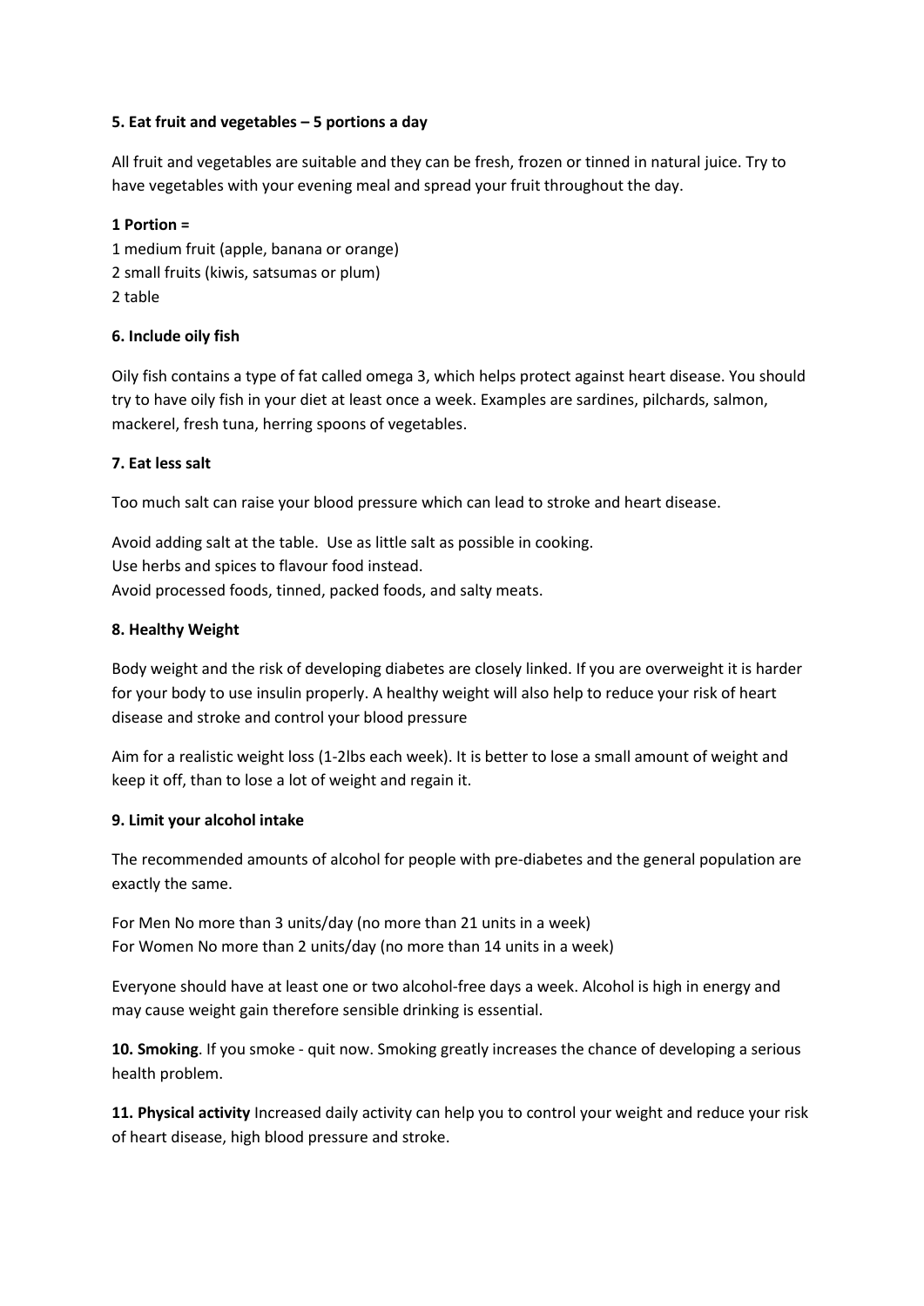**5. Eat fruit and vegetables – 5 portions a day**

All fruit and vegetables are suitable and they can be fresh, frozen or tinned in natural juice. Try to have vegetables with your evening meal and spread your fruit throughout the day.

**1 Portion =**
1 medium fruit (apple, banana or orange)
2 small fruits (kiwis, satsumas or plum)
2 table

**6. Include oily fish**

Oily fish contains a type of fat called omega 3, which helps protect against heart disease. You should try to have oily fish in your diet at least once a week. Examples are sardines, pilchards, salmon, mackerel, fresh tuna, herring spoons of vegetables.

**7. Eat less salt**

Too much salt can raise your blood pressure which can lead to stroke and heart disease.

Avoid adding salt at the table. Use as little salt as possible in cooking.
Use herbs and spices to flavour food instead.
Avoid processed foods, tinned, packed foods, and salty meats.

**8. Healthy Weight**

Body weight and the risk of developing diabetes are closely linked. If you are overweight it is harder for your body to use insulin properly. A healthy weight will also help to reduce your risk of heart disease and stroke and control your blood pressure

Aim for a realistic weight loss (1-2lbs each week). It is better to lose a small amount of weight and keep it off, than to lose a lot of weight and regain it.

**9. Limit your alcohol intake**

The recommended amounts of alcohol for people with pre-diabetes and the general population are exactly the same.

For Men No more than 3 units/day (no more than 21 units in a week)
For Women No more than 2 units/day (no more than 14 units in a week)

Everyone should have at least one or two alcohol-free days a week. Alcohol is high in energy and may cause weight gain therefore sensible drinking is essential.

**10. Smoking**. If you smoke - quit now. Smoking greatly increases the chance of developing a serious health problem.

**11. Physical activity** Increased daily activity can help you to control your weight and reduce your risk of heart disease, high blood pressure and stroke.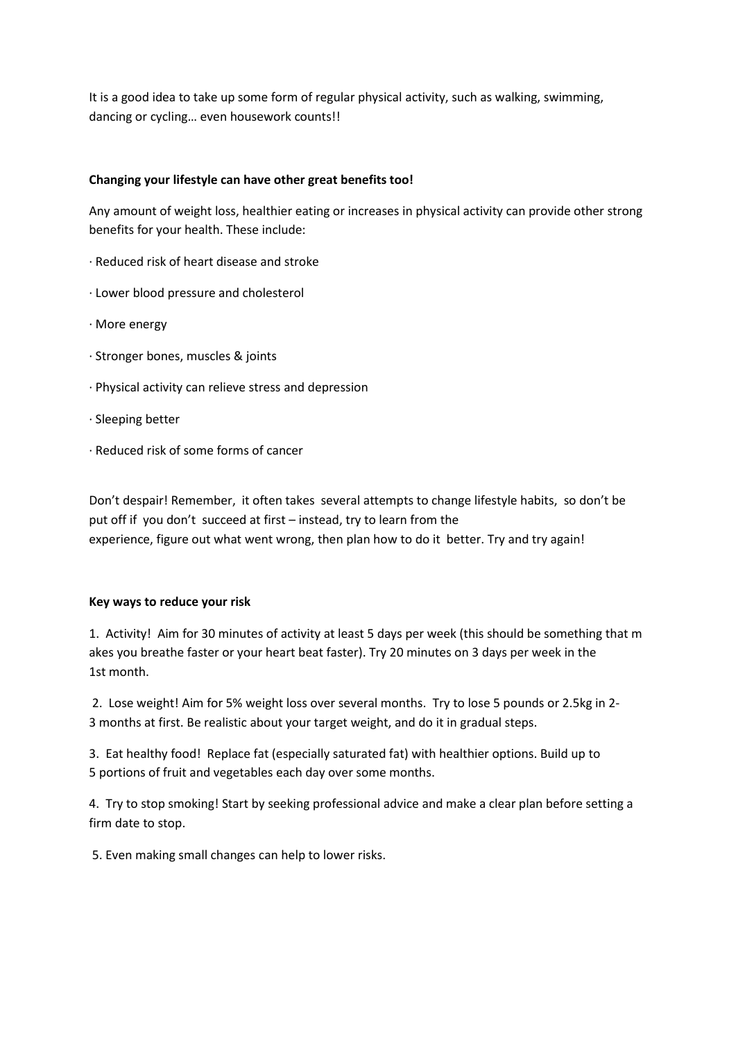It is a good idea to take up some form of regular physical activity, such as walking, swimming, dancing or cycling… even housework counts!!

**Changing your lifestyle can have other great benefits too!**

Any amount of weight loss, healthier eating or increases in physical activity can provide other strong benefits for your health. These include:

· Reduced risk of heart disease and stroke

· Lower blood pressure and cholesterol

· More energy

· Stronger bones, muscles & joints

· Physical activity can relieve stress and depression

· Sleeping better

· Reduced risk of some forms of cancer

Don't despair! Remember, it often takes several attempts to change lifestyle habits, so don't be put off if you don't succeed at first – instead, try to learn from the experience, figure out what went wrong, then plan how to do it better. Try and try again!

**Key ways to reduce your risk**

1. Activity! Aim for 30 minutes of activity at least 5 days per week (this should be something that makes you breathe faster or your heart beat faster). Try 20 minutes on 3 days per week in the 1st month.

2. Lose weight! Aim for 5% weight loss over several months. Try to lose 5 pounds or 2.5kg in 2-3 months at first. Be realistic about your target weight, and do it in gradual steps.

3. Eat healthy food! Replace fat (especially saturated fat) with healthier options. Build up to 5 portions of fruit and vegetables each day over some months.

4. Try to stop smoking! Start by seeking professional advice and make a clear plan before setting a firm date to stop.

5. Even making small changes can help to lower risks.